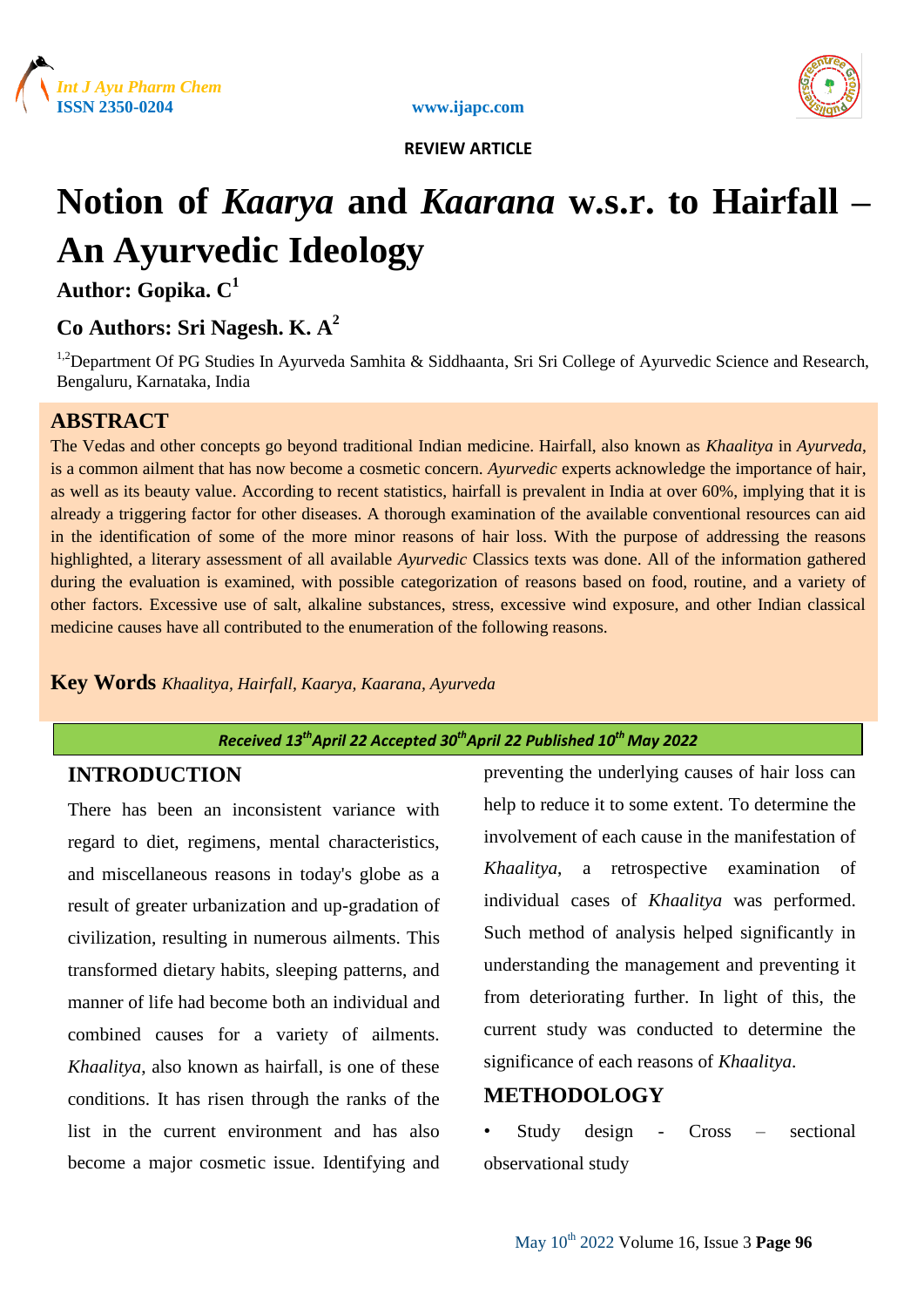REVIEW ARTICLE

# Notion of *Kaarya* and *Kaarana* w.s.r. to Hairfall – An Ayurvedic Ideology

**Author: Gopika. C[1]**

**Co Authors: Sri Nagesh. K. A[2]**

[1,2]Department Of PG Studies In Ayurveda Samhita & Siddhaanta, Sri Sri College of Ayurvedic Science and Research, Bengaluru, Karnataka, India

## ABSTRACT

The Vedas and other concepts go beyond traditional Indian medicine. Hairfall, also known as *Khaalitya* in *Ayurveda*, is a common ailment that has now become a cosmetic concern. *Ayurvedic* experts acknowledge the importance of hair, as well as its beauty value. According to recent statistics, hairfall is prevalent in India at over 60%, implying that it is already a triggering factor for other diseases. A thorough examination of the available conventional resources can aid in the identification of some of the more minor reasons of hair loss. With the purpose of addressing the reasons highlighted, a literary assessment of all available *Ayurvedic* Classics texts was done. All of the information gathered during the evaluation is examined, with possible categorization of reasons based on food, routine, and a variety of other factors. Excessive use of salt, alkaline substances, stress, excessive wind exposure, and other Indian classical medicine causes have all contributed to the enumeration of the following reasons.

**Key Words** *Khaalitya, Hairfall, Kaarya, Kaarana, Ayurveda*

*Received 13th April 22 Accepted 30th April 22 Published 10th May 2022*

## INTRODUCTION

There has been an inconsistent variance with regard to diet, regimens, mental characteristics, and miscellaneous reasons in today's globe as a result of greater urbanization and up-gradation of civilization, resulting in numerous ailments. This transformed dietary habits, sleeping patterns, and manner of life had become both an individual and combined causes for a variety of ailments. *Khaalitya*, also known as hairfall, is one of these conditions. It has risen through the ranks of the list in the current environment and has also become a major cosmetic issue. Identifying and preventing the underlying causes of hair loss can help to reduce it to some extent. To determine the involvement of each cause in the manifestation of *Khaalitya*, a retrospective examination of individual cases of *Khaalitya* was performed. Such method of analysis helped significantly in understanding the management and preventing it from deteriorating further. In light of this, the current study was conducted to determine the significance of each reasons of *Khaalitya*.

## METHODOLOGY

- Study design - Cross – sectional observational study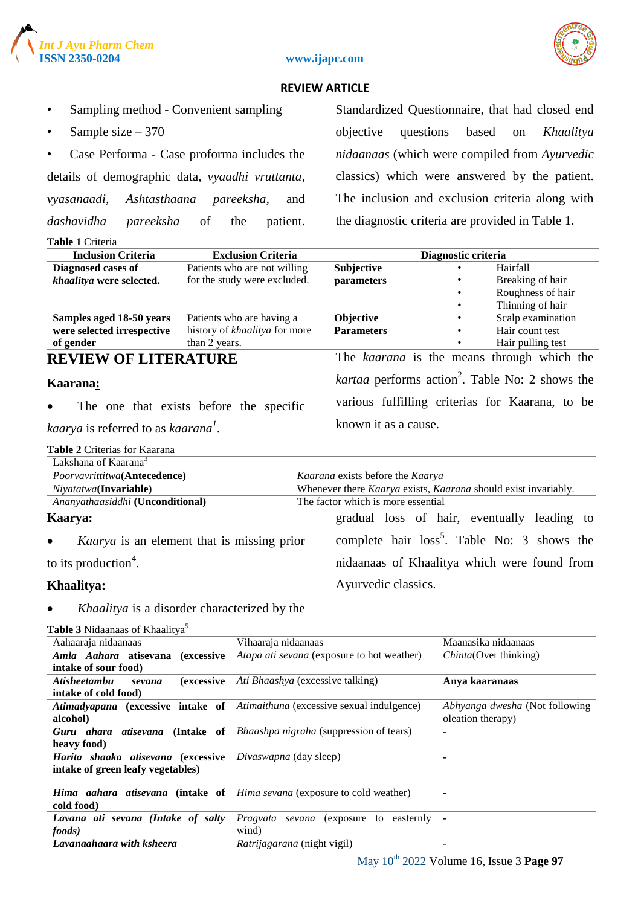- Sampling method - Convenient sampling
- Sample size – 370
- Case Performa - Case proforma includes the details of demographic data, *vyaadhi vruttanta, vyasanaadi, Ashtasthaana pareeksha,* and *dashavidha pareeksha* of the patient. Standardized Questionnaire, that had closed end objective questions based on *Khaalitya nidaanaas* (which were compiled from *Ayurvedic* classics) which were answered by the patient. The inclusion and exclusion criteria along with the diagnostic criteria are provided in Table 1.

**Table 1** Criteria

| Inclusion Criteria | Exclusion Criteria | Diagnostic criteria | |
|---|---|---|---|
| **Diagnosed cases of *khaalitya* were selected.** | Patients who are not willing for the study were excluded. | **Subjective parameters** | • Hairfall<br>• Breaking of hair<br>• Roughness of hair<br>• Thinning of hair |
| **Samples aged 18-50 years were selected irrespective of gender** | Patients who are having a history of *khaalitya* for more than 2 years. | **Objective Parameters** | • Scalp examination<br>• Hair count test<br>• Hair pulling test |

## REVIEW OF LITERATURE

### Kaarana:

- The one that exists before the specific *kaarya* is referred to as *kaarana*[1].

The *kaarana* is the means through which the *kartaa* performs action[2]. Table No: 2 shows the various fulfilling criterias for Kaarana, to be known it as a cause.

**Table 2** Criterias for Kaarana

| Lakshana of Kaarana[3] | |
|---|---|
| *Poorvavrittitwa***(Antecedence)** | *Kaarana* exists before the *Kaarya* |
| *Niyatatwa***(Invariable)** | Whenever there *Kaarya* exists, *Kaarana* should exist invariably. |
| *Ananyathaasiddhi* **(Unconditional)** | The factor which is more essential |

### Kaarya:

- *Kaarya* is an element that is missing prior to its production[4].

### Khaalitya:

- *Khaalitya* is a disorder characterized by the gradual loss of hair, eventually leading to complete hair loss[5]. Table No: 3 shows the nidaanaas of Khaalitya which were found from Ayurvedic classics.

**Table 3** Nidaanaas of Khaalitya[5]

| Aahaaraja nidaanaas | Vihaaraja nidaanaas | Maanasika nidaanaas |
|---|---|---|
| ***Amla Aahara* atisevana (excessive intake of sour food)** | *Atapa ati sevana* (exposure to hot weather) | *Chinta*(Over thinking) |
| ***Atisheetambu sevana* (excessive intake of cold food)** | *Ati Bhaashya* (excessive talking) | **Anya kaaranaas** |
| ***Atimadyapana* (excessive intake of alcohol)** | *Atimaithuna* (excessive sexual indulgence) | *Abhyanga dwesha* (Not following oleation therapy) |
| ***Guru ahara atisevana* (Intake of heavy food)** | *Bhaashpa nigraha* (suppression of tears) | - |
| ***Harita shaaka atisevana* (excessive intake of green leafy vegetables)** | *Divaswapna* (day sleep) | - |
| ***Hima aahara atisevana* (intake of cold food)** | *Hima sevana* (exposure to cold weather) | - |
| ***Lavana ati sevana (Intake of salty foods)*** | *Pragvata sevana* (exposure to easternly wind) | - |
| ***Lavanaahaara with ksheera*** | *Ratrijagarana* (night vigil) | - |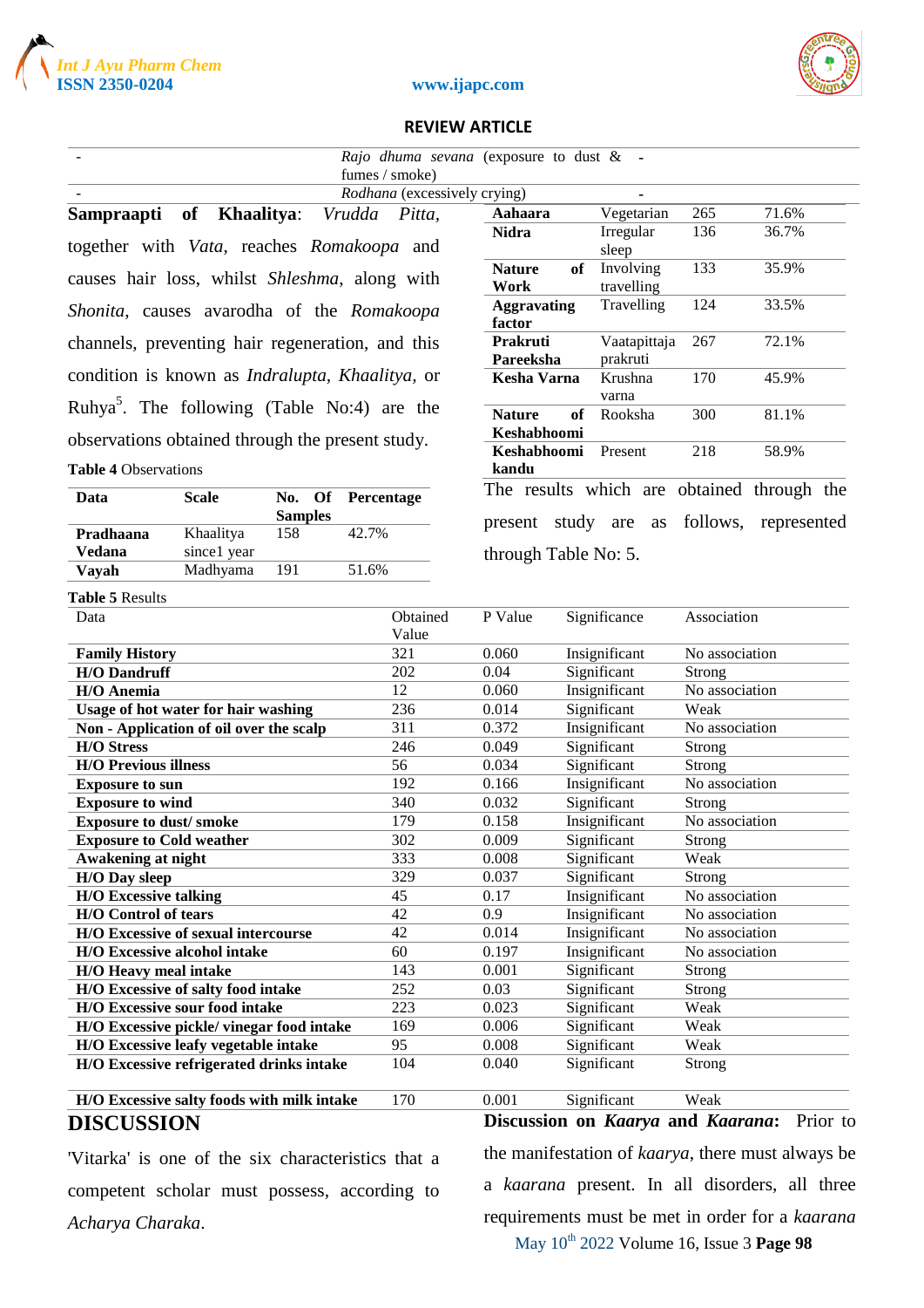| - | *Rajo dhuma sevana* (exposure to dust & fumes / smoke) | - |
|---|---|---|
| - | *Rodhana* (excessively crying) | - |

**Sampraapti of Khaalitya**: *Vrudda Pitta*, together with *Vata*, reaches *Romakoopa* and causes hair loss, whilst *Shleshma*, along with *Shonita*, causes avarodha of the *Romakoopa* channels, preventing hair regeneration, and this condition is known as *Indralupta*, *Khaalitya*, or Ruhya[5]. The following (Table No:4) are the observations obtained through the present study.

**Table 4** Observations

| Data | Scale | No. Of Samples | Percentage |
|---|---|---|---|
| **Pradhaana Vedana** | Khaalitya since1 year | 158 | 42.7% |
| **Vayah** | Madhyama | 191 | 51.6% |
| **Aahaara** | Vegetarian | 265 | 71.6% |
| **Nidra** | Irregular sleep | 136 | 36.7% |
| **Nature of Work** | Involving travelling | 133 | 35.9% |
| **Aggravating factor** | Travelling | 124 | 33.5% |
| **Prakruti Pareeksha** | Vaatapittaja prakruti | 267 | 72.1% |
| **Kesha Varna** | Krushna varna | 170 | 45.9% |
| **Nature of Keshabhoomi** | Rooksha | 300 | 81.1% |
| **Keshabhoomi kandu** | Present | 218 | 58.9% |

The results which are obtained through the present study are as follows, represented through Table No: 5.

**Table 5** Results

| Data | Obtained Value | P Value | Significance | Association |
|---|---|---|---|---|
| **Family History** | 321 | 0.060 | Insignificant | No association |
| **H/O Dandruff** | 202 | 0.04 | Significant | Strong |
| **H/O Anemia** | 12 | 0.060 | Insignificant | No association |
| **Usage of hot water for hair washing** | 236 | 0.014 | Significant | Weak |
| **Non - Application of oil over the scalp** | 311 | 0.372 | Insignificant | No association |
| **H/O Stress** | 246 | 0.049 | Significant | Strong |
| **H/O Previous illness** | 56 | 0.034 | Significant | Strong |
| **Exposure to sun** | 192 | 0.166 | Insignificant | No association |
| **Exposure to wind** | 340 | 0.032 | Significant | Strong |
| **Exposure to dust/ smoke** | 179 | 0.158 | Insignificant | No association |
| **Exposure to Cold weather** | 302 | 0.009 | Significant | Strong |
| **Awakening at night** | 333 | 0.008 | Significant | Weak |
| **H/O Day sleep** | 329 | 0.037 | Significant | Strong |
| **H/O Excessive talking** | 45 | 0.17 | Insignificant | No association |
| **H/O Control of tears** | 42 | 0.9 | Insignificant | No association |
| **H/O Excessive of sexual intercourse** | 42 | 0.014 | Insignificant | No association |
| **H/O Excessive alcohol intake** | 60 | 0.197 | Insignificant | No association |
| **H/O Heavy meal intake** | 143 | 0.001 | Significant | Strong |
| **H/O Excessive of salty food intake** | 252 | 0.03 | Significant | Strong |
| **H/O Excessive sour food intake** | 223 | 0.023 | Significant | Weak |
| **H/O Excessive pickle/ vinegar food intake** | 169 | 0.006 | Significant | Weak |
| **H/O Excessive leafy vegetable intake** | 95 | 0.008 | Significant | Weak |
| **H/O Excessive refrigerated drinks intake** | 104 | 0.040 | Significant | Strong |
| **H/O Excessive salty foods with milk intake** | 170 | 0.001 | Significant | Weak |

## DISCUSSION

'Vitarka' is one of the six characteristics that a competent scholar must possess, according to *Acharya Charaka*.

**Discussion on *Kaarya* and *Kaarana*:** Prior to the manifestation of *kaarya*, there must always be a *kaarana* present. In all disorders, all three requirements must be met in order for a *kaarana*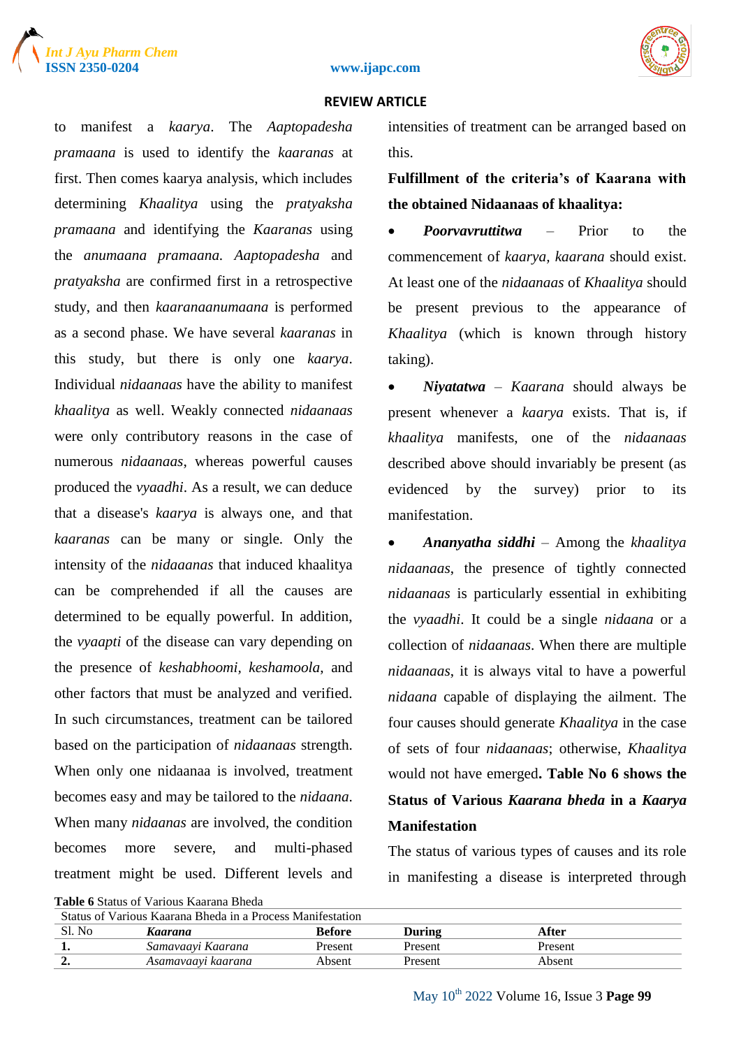to manifest a *kaarya*. The *Aaptopadesha pramaana* is used to identify the *kaaranas* at first. Then comes kaarya analysis, which includes determining *Khaalitya* using the *pratyaksha pramaana* and identifying the *Kaaranas* using the *anumaana pramaana. Aaptopadesha* and *pratyaksha* are confirmed first in a retrospective study, and then *kaaranaanumaana* is performed as a second phase. We have several *kaaranas* in this study, but there is only one *kaarya*. Individual *nidaanaas* have the ability to manifest *khaalitya* as well. Weakly connected *nidaanaas* were only contributory reasons in the case of numerous *nidaanaas*, whereas powerful causes produced the *vyaadhi*. As a result, we can deduce that a disease's *kaarya* is always one, and that *kaaranas* can be many or single. Only the intensity of the *nidaanas* that induced khaalitya can be comprehended if all the causes are determined to be equally powerful. In addition, the *vyaapti* of the disease can vary depending on the presence of *keshabhoomi, keshamoola*, and other factors that must be analyzed and verified. In such circumstances, treatment can be tailored based on the participation of *nidaanaas* strength. When only one nidaanaa is involved, treatment becomes easy and may be tailored to the *nidaana*. When many *nidaanas* are involved, the condition becomes more severe, and multi-phased treatment might be used. Different levels and intensities of treatment can be arranged based on this.

**Fulfillment of the criteria's of Kaarana with the obtained Nidaanaas of khaalitya:**

- ***Poorvavruttitwa*** – Prior to the commencement of *kaarya, kaarana* should exist. At least one of the *nidaanaas* of *Khaalitya* should be present previous to the appearance of *Khaalitya* (which is known through history taking).
- ***Niyatatwa*** – *Kaarana* should always be present whenever a *kaarya* exists. That is, if *khaalitya* manifests, one of the *nidaanas* described above should invariably be present (as evidenced by the survey) prior to its manifestation.
- ***Ananyatha siddhi*** – Among the *khaalitya nidaanaas*, the presence of tightly connected *nidaanaas* is particularly essential in exhibiting the *vyaadhi*. It could be a single *nidaana* or a collection of *nidaanaas*. When there are multiple *nidaanaas*, it is always vital to have a powerful *nidaana* capable of displaying the ailment. The four causes should generate *Khaalitya* in the case of sets of four *nidaanaas*; otherwise, *Khaalitya* would not have emerged**. Table No 6 shows the Status of Various *Kaarana bheda* in a *Kaarya* Manifestation**

The status of various types of causes and its role in manifesting a disease is interpreted through

**Table 6** Status of Various Kaarana Bheda

| Status of Various Kaarana Bheda in a Process Manifestation | | | | |
|---|---|---|---|---|
| Sl. No | ***Kaarana*** | **Before** | **During** | **After** |
| **1.** | *Samavaayi Kaarana* | Present | Present | Present |
| **2.** | *Asamavaayi kaarana* | Absent | Present | Absent |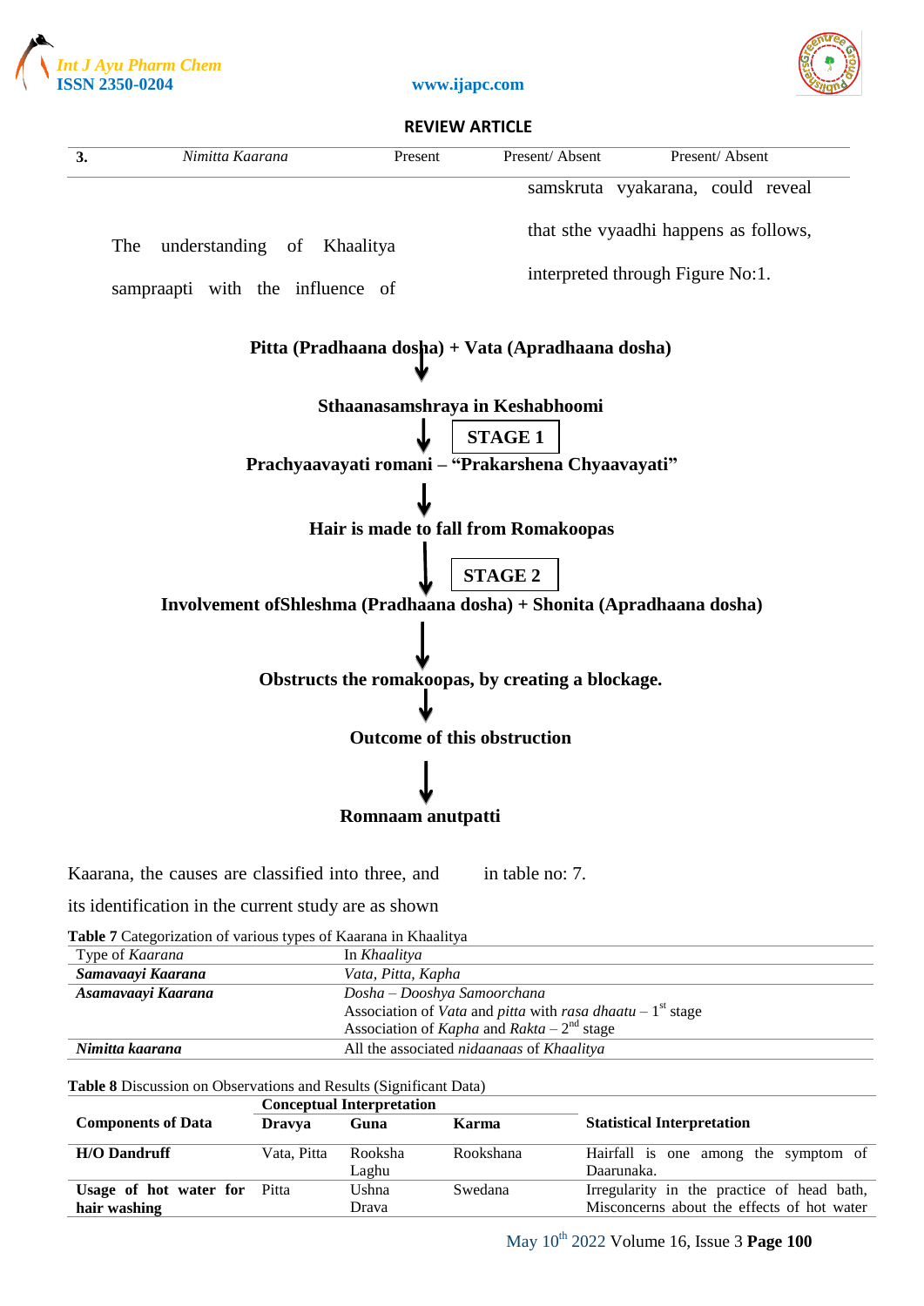REVIEW ARTICLE

| 3. | *Nimitta Kaarana* | Present | Present/ Absent | Present/ Absent |
|---|---|---|---|---|

The understanding of Khaalitya sampraapti with the influence of samskruta vyakarana, could reveal that sthe vyaadhi happens as follows, interpreted through Figure No:1.

**Pitta (Pradhaana dosha) + Vata (Apradhaana dosha)**

↓

**Sthaanasamshraya in Keshabhoomi**

↓ **STAGE 1**

**Prachyaavayati romani – "Prakarshena Chyaavayati"**

↓

**Hair is made to fall from Romakoopas**

↓ **STAGE 2**

**Involvement ofShleshma (Pradhaana dosha) + Shonita (Apradhaana dosha)**

↓

**Obstructs the romakoopas, by creating a blockage.**

↓

**Outcome of this obstruction**

↓

**Romnaam anutpatti**

Kaarana, the causes are classified into three, and its identification in the current study are as shown in table no: 7.

**Table 7** Categorization of various types of Kaarana in Khaalitya

| Type of *Kaarana* | In *Khaalitya* |
|---|---|
| ***Samavaayi Kaarana*** | *Vata, Pitta, Kapha* |
| ***Asamavaayi Kaarana*** | *Dosha – Dooshya Samoorchana*<br>Association of *Vata* and *pitta* with *rasa dhaatu* – 1st stage<br>Association of *Kapha* and *Rakta* – 2nd stage |
| ***Nimitta kaarana*** | All the associated *nidaanaas* of *Khaalitya* |

**Table 8** Discussion on Observations and Results (Significant Data)

| Components of Data | Conceptual Interpretation | | | Statistical Interpretation |
|---|---|---|---|---|
| | **Dravya** | **Guna** | **Karma** | |
| **H/O Dandruff** | Vata, Pitta | Rooksha<br>Laghu | Rookshana | Hairfall is one among the symptom of Daarunaka. |
| **Usage of hot water for hair washing** | Pitta | Ushna<br>Drava | Swedana | Irregularity in the practice of head bath, Misconcerns about the effects of hot water |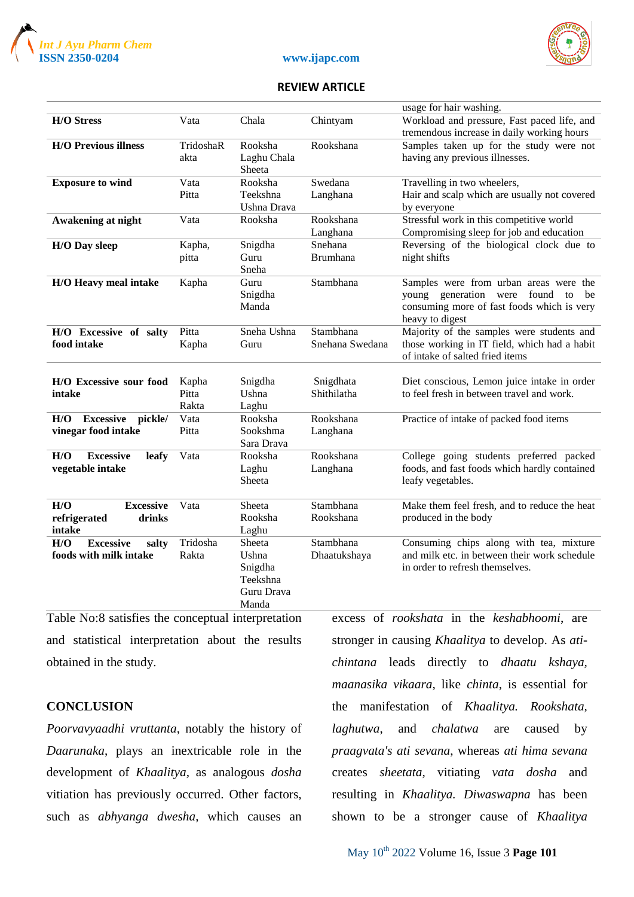| | | | | usage for hair washing. |
|---|---|---|---|---|
| **H/O Stress** | Vata | Chala | Chintyam | Workload and pressure, Fast paced life, and tremendous increase in daily working hours |
| **H/O Previous illness** | TridoshaRakta | Rooksha Laghu Chala Sheeta | Rookshana | Samples taken up for the study were not having any previous illnesses. |
| **Exposure to wind** | Vata Pitta | Rooksha Teekshna Ushna Drava | Swedana Langhana | Travelling in two wheelers, Hair and scalp which are usually not covered by everyone |
| **Awakening at night** | Vata | Rooksha | Rookshana Langhana | Stressful work in this competitive world Compromising sleep for job and education |
| **H/O Day sleep** | Kapha, pitta | Snigdha Guru Sneha | Snehana Brumhana | Reversing of the biological clock due to night shifts |
| **H/O Heavy meal intake** | Kapha | Guru Snigdha Manda | Stambhana | Samples were from urban areas were the young generation were found to be consuming more of fast foods which is very heavy to digest |
| **H/O Excessive of salty food intake** | Pitta Kapha | Sneha Ushna Guru | Stambhana Snehana Swedana | Majority of the samples were students and those working in IT field, which had a habit of intake of salted fried items |
| **H/O Excessive sour food intake** | Kapha Pitta Rakta | Snigdha Ushna Laghu | Snigdhata Shithilatha | Diet conscious, Lemon juice intake in order to feel fresh in between travel and work. |
| **H/O Excessive pickle/ vinegar food intake** | Vata Pitta | Rooksha Sookshma Sara Drava | Rookshana Langhana | Practice of intake of packed food items |
| **H/O Excessive leafy vegetable intake** | Vata | Rooksha Laghu Sheeta | Rookshana Langhana | College going students preferred packed foods, and fast foods which hardly contained leafy vegetables. |
| **H/O Excessive refrigerated drinks intake** | Vata | Sheeta Rooksha Laghu | Stambhana Rookshana | Make them feel fresh, and to reduce the heat produced in the body |
| **H/O Excessive salty foods with milk intake** | Tridosha Rakta | Sheeta Ushna Snigdha Teekshna Guru Drava Manda | Stambhana Dhaatukshaya | Consuming chips along with tea, mixture and milk etc. in between their work schedule in order to refresh themselves. |

Table No:8 satisfies the conceptual interpretation and statistical interpretation about the results obtained in the study.

## CONCLUSION

*Poorvavyaadhi vruttanta*, notably the history of *Daarunaka*, plays an inextricable role in the development of *Khaalitya*, as analogous *dosha* vitiation has previously occurred. Other factors, such as *abhyanga dwesha*, which causes an excess of *rookshata* in the *keshabhoomi*, are stronger in causing *Khaalitya* to develop. As *ati-chintana* leads directly to *dhaatu kshaya*, *maanasika vikaara*, like *chinta*, is essential for the manifestation of *Khaalitya. Rookshata*, *laghutwa*, and *chalatwa* are caused by *praagvata's ati sevana*, whereas *ati hima sevana* creates *sheetata*, vitiating *vata dosha* and resulting in *Khaalitya. Diwaswapna* has been shown to be a stronger cause of *Khaalitya*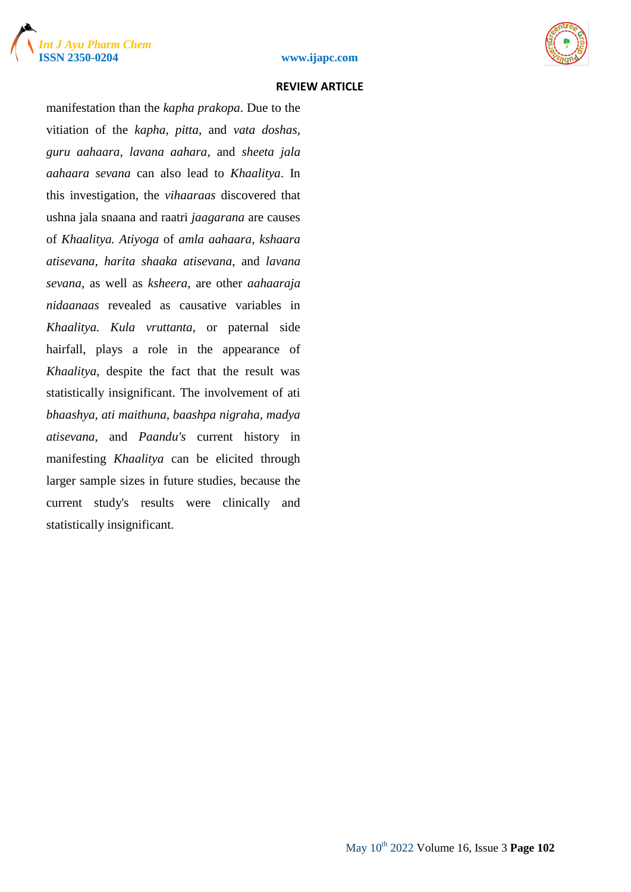manifestation than the *kapha prakopa*. Due to the vitiation of the *kapha*, *pitta*, and *vata doshas*, *guru aahaara*, *lavana aahara*, and *sheeta jala aahaara sevana* can also lead to *Khaalitya*. In this investigation, the *vihaaraas* discovered that ushna jala snaana and raatri *jaagarana* are causes of *Khaalitya. Atiyoga* of *amla aahaara*, *kshaara atisevana*, *harita shaaka atisevana*, and *lavana sevana*, as well as *ksheera*, are other *aahaaraja nidaanaas* revealed as causative variables in *Khaalitya. Kula vruttanta*, or paternal side hairfall, plays a role in the appearance of *Khaalitya*, despite the fact that the result was statistically insignificant. The involvement of ati *bhaashya*, *ati maithuna*, *baashpa nigraha*, *madya atisevana*, and *Paandu's* current history in manifesting *Khaalitya* can be elicited through larger sample sizes in future studies, because the current study's results were clinically and statistically insignificant.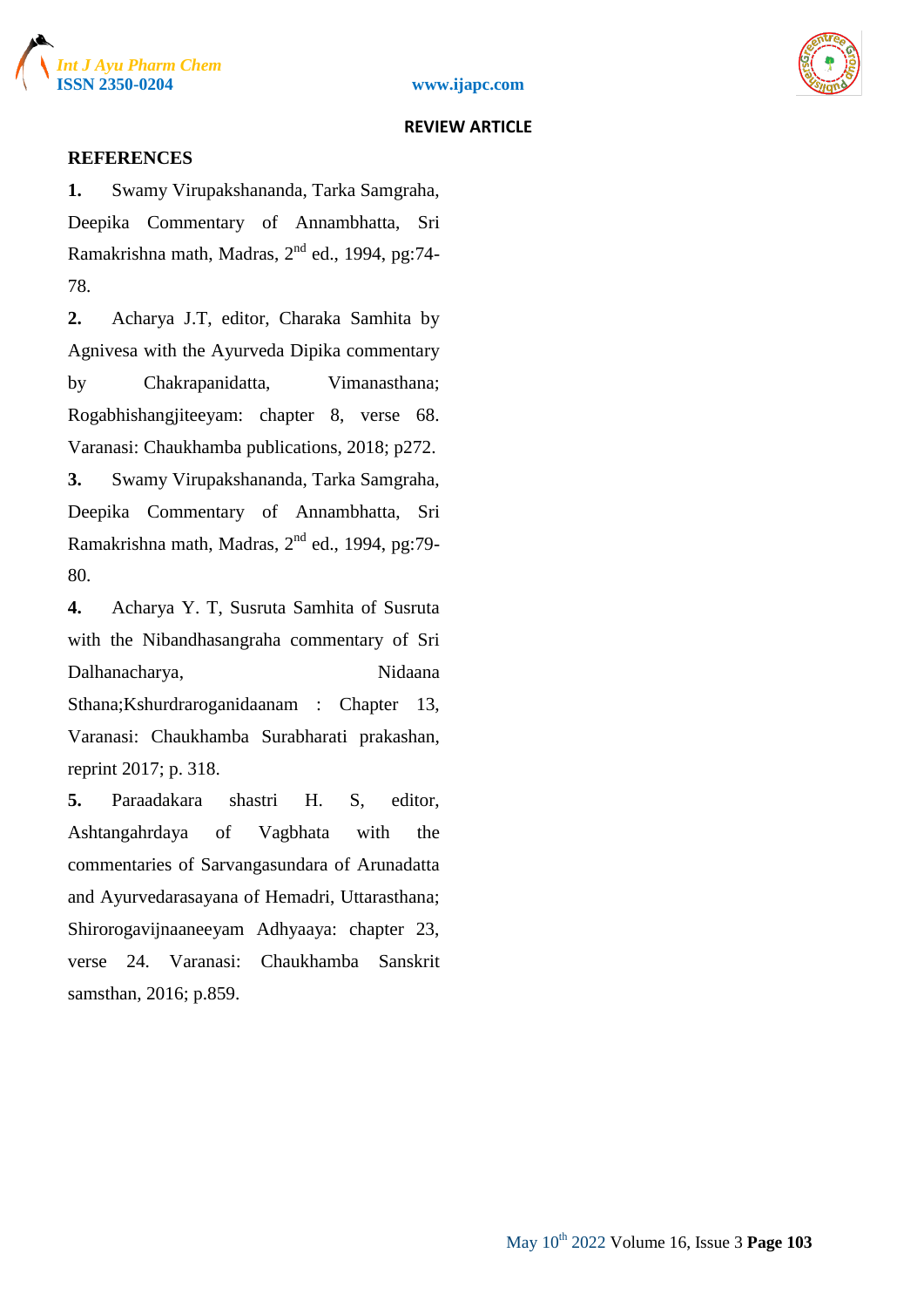## REFERENCES

1. Swamy Virupakshananda, Tarka Samgraha, Deepika Commentary of Annambhatta, Sri Ramakrishna math, Madras, 2nd ed., 1994, pg:74-78.
2. Acharya J.T, editor, Charaka Samhita by Agnivesa with the Ayurveda Dipika commentary by Chakrapanidatta, Vimanasthana; Rogabhishangjiteeyam: chapter 8, verse 68. Varanasi: Chaukhamba publications, 2018; p272.
3. Swamy Virupakshananda, Tarka Samgraha, Deepika Commentary of Annambhatta, Sri Ramakrishna math, Madras, 2nd ed., 1994, pg:79-80.
4. Acharya Y. T, Susruta Samhita of Susruta with the Nibandhasangraha commentary of Sri Dalhanacharya, Nidaana Sthana;Kshurdraroganidaanam : Chapter 13, Varanasi: Chaukhamba Surabharati prakashan, reprint 2017; p. 318.
5. Paraadakara shastri H. S, editor, Ashtangahrdaya of Vagbhata with the commentaries of Sarvangasundara of Arunadatta and Ayurvedarasayana of Hemadri, Uttarasthana; Shirorogavijnaaneeyam Adhyaaya: chapter 23, verse 24. Varanasi: Chaukhamba Sanskrit samsthan, 2016; p.859.